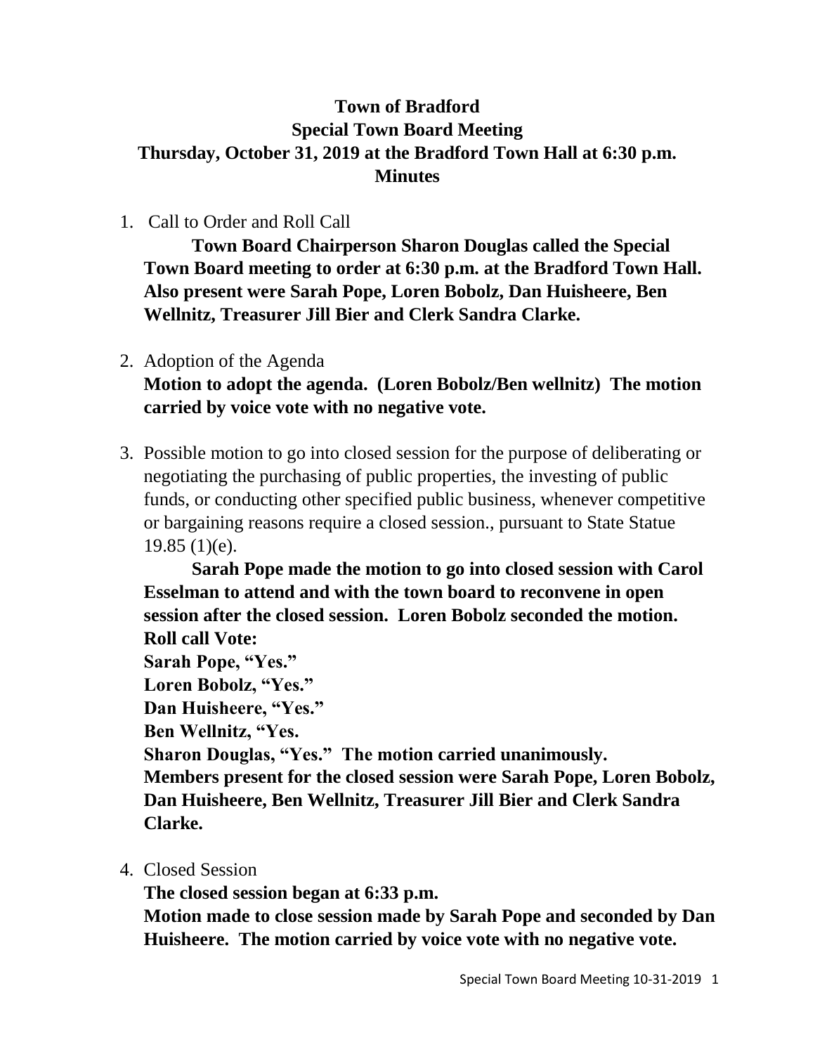# Town of Bradford
## Special Town Board Meeting
## Thursday, October 31, 2019 at the Bradford Town Hall at 6:30 p.m.
## Minutes

1. Call to Order and Roll Call

   **Town Board Chairperson Sharon Douglas called the Special Town Board meeting to order at 6:30 p.m. at the Bradford Town Hall. Also present were Sarah Pope, Loren Bobolz, Dan Huisheere, Ben Wellnitz, Treasurer Jill Bier and Clerk Sandra Clarke.**

2. Adoption of the Agenda

   **Motion to adopt the agenda. (Loren Bobolz/Ben wellnitz) The motion carried by voice vote with no negative vote.**

3. Possible motion to go into closed session for the purpose of deliberating or negotiating the purchasing of public properties, the investing of public funds, or conducting other specified public business, whenever competitive or bargaining reasons require a closed session., pursuant to State Statue 19.85 (1)(e).

   **Sarah Pope made the motion to go into closed session with Carol Esselman to attend and with the town board to reconvene in open session after the closed session. Loren Bobolz seconded the motion.**
   **Roll call Vote:**
   **Sarah Pope, "Yes."**
   **Loren Bobolz, "Yes."**
   **Dan Huisheere, "Yes."**
   **Ben Wellnitz, "Yes.**
   **Sharon Douglas, "Yes." The motion carried unanimously.**
   **Members present for the closed session were Sarah Pope, Loren Bobolz, Dan Huisheere, Ben Wellnitz, Treasurer Jill Bier and Clerk Sandra Clarke.**

4. Closed Session

   **The closed session began at 6:33 p.m.**
   **Motion made to close session made by Sarah Pope and seconded by Dan Huisheere. The motion carried by voice vote with no negative vote.**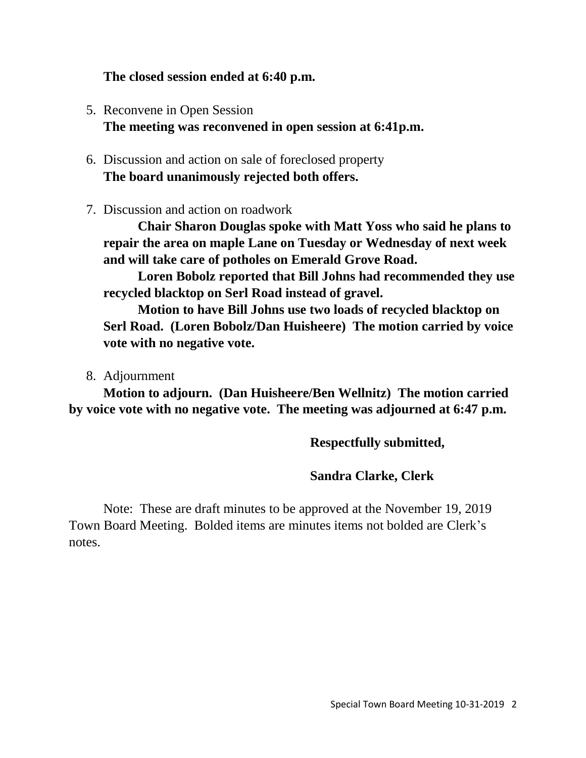**The closed session ended at 6:40 p.m.**

5. Reconvene in Open Session
   **The meeting was reconvened in open session at 6:41p.m.**

6. Discussion and action on sale of foreclosed property
   **The board unanimously rejected both offers.**

7. Discussion and action on roadwork
   **Chair Sharon Douglas spoke with Matt Yoss who said he plans to repair the area on maple Lane on Tuesday or Wednesday of next week and will take care of potholes on Emerald Grove Road.**

   **Loren Bobolz reported that Bill Johns had recommended they use recycled blacktop on Serl Road instead of gravel.**

   **Motion to have Bill Johns use two loads of recycled blacktop on Serl Road. (Loren Bobolz/Dan Huisheere) The motion carried by voice vote with no negative vote.**

8. Adjournment

**Motion to adjourn. (Dan Huisheere/Ben Wellnitz) The motion carried by voice vote with no negative vote. The meeting was adjourned at 6:47 p.m.**

**Respectfully submitted,**

**Sandra Clarke, Clerk**

Note: These are draft minutes to be approved at the November 19, 2019 Town Board Meeting. Bolded items are minutes items not bolded are Clerk's notes.